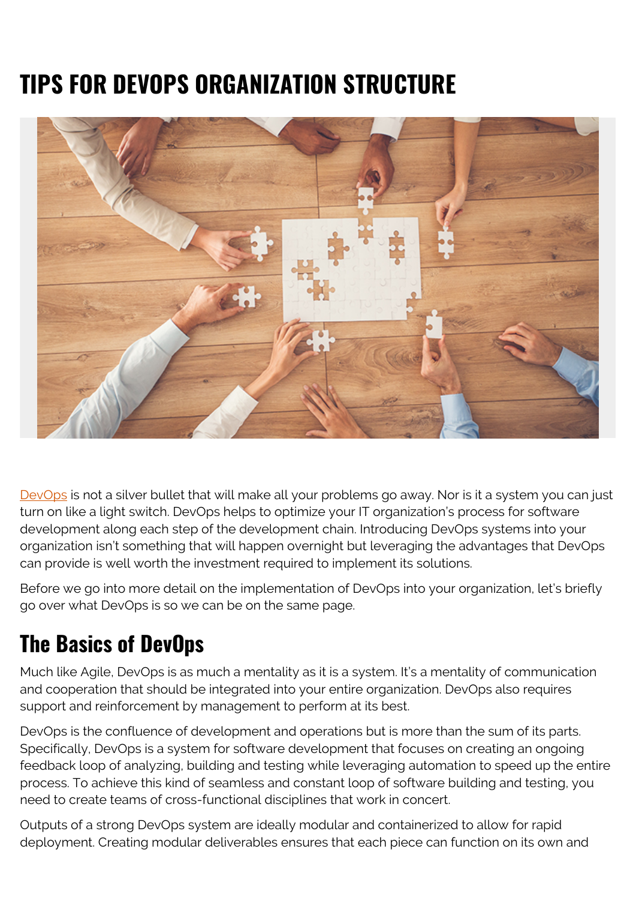# TIPS FOR DEVOPS ORGANIZATION STRUCTURE

DevOps is not a silver bullet that will make all your problems go away. Nor is it a system you can just turn on like a light switch. DevOps helps to optimize your IT organization's process for software development along each step of the development chain. Introducing DevOps systems into your organization isn't something that will happen overnight but leveraging the advantages that DevOps can provide is well worth the investment required to implement its solutions.

Before we go into more detail on the implementation of DevOps into your organization, let's briefly go over what DevOps is so we can be on the same page.

## The Basics of DevOps

Much like Agile, DevOps is as much a mentality as it is a system. It's a mentality of communication and cooperation that should be integrated into your entire organization. DevOps also requires support and reinforcement by management to perform at its best.

DevOps is the confluence of development and operations but is more than the sum of its parts. Specifically, DevOps is a system for software development that focuses on creating an ongoing feedback loop of analyzing, building and testing while leveraging automation to speed up the entire process. To achieve this kind of seamless and constant loop of software building and testing, you need to create teams of cross-functional disciplines that work in concert.

Outputs of a strong DevOps system are ideally modular and containerized to allow for rapid deployment. Creating modular deliverables ensures that each piece can function on its own and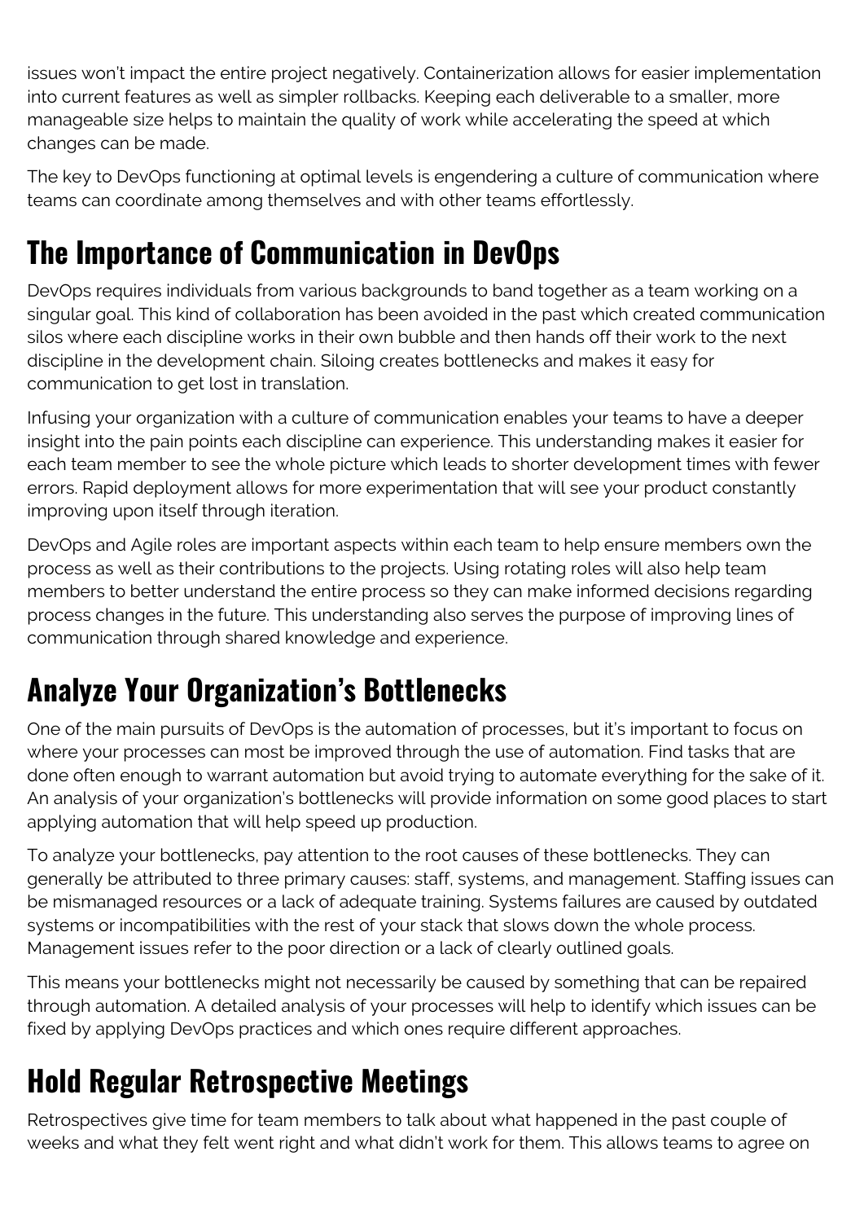issues won't impact the entire project negatively. Containerization allows for easier implementation into current features as well as simpler rollbacks. Keeping each deliverable to a smaller, more manageable size helps to maintain the quality of work while accelerating the speed at which changes can be made.

The key to DevOps functioning at optimal levels is engendering a culture of communication where teams can coordinate among themselves and with other teams effortlessly.

## The Importance of Communication in DevOps

DevOps requires individuals from various backgrounds to band together as a team working on a singular goal. This kind of collaboration has been avoided in the past which created communication silos where each discipline works in their own bubble and then hands off their work to the next discipline in the development chain. Siloing creates bottlenecks and makes it easy for communication to get lost in translation.

Infusing your organization with a culture of communication enables your teams to have a deeper insight into the pain points each discipline can experience. This understanding makes it easier for each team member to see the whole picture which leads to shorter development times with fewer errors. Rapid deployment allows for more experimentation that will see your product constantly improving upon itself through iteration.

DevOps and Agile roles are important aspects within each team to help ensure members own the process as well as their contributions to the projects. Using rotating roles will also help team members to better understand the entire process so they can make informed decisions regarding process changes in the future. This understanding also serves the purpose of improving lines of communication through shared knowledge and experience.

## Analyze Your Organization's Bottlenecks

One of the main pursuits of DevOps is the automation of processes, but it's important to focus on where your processes can most be improved through the use of automation. Find tasks that are done often enough to warrant automation but avoid trying to automate everything for the sake of it. An analysis of your organization's bottlenecks will provide information on some good places to start applying automation that will help speed up production.

To analyze your bottlenecks, pay attention to the root causes of these bottlenecks. They can generally be attributed to three primary causes: staff, systems, and management. Staffing issues can be mismanaged resources or a lack of adequate training. Systems failures are caused by outdated systems or incompatibilities with the rest of your stack that slows down the whole process. Management issues refer to the poor direction or a lack of clearly outlined goals.

This means your bottlenecks might not necessarily be caused by something that can be repaired through automation. A detailed analysis of your processes will help to identify which issues can be fixed by applying DevOps practices and which ones require different approaches.

## Hold Regular Retrospective Meetings

Retrospectives give time for team members to talk about what happened in the past couple of weeks and what they felt went right and what didn't work for them. This allows teams to agree on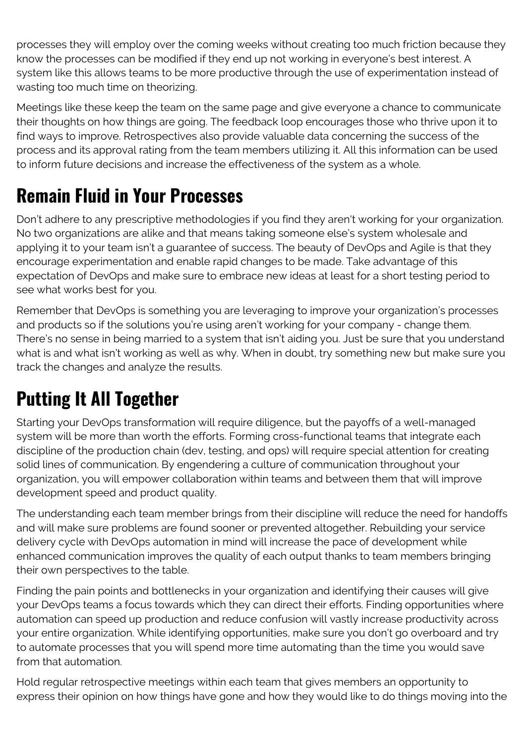processes they will employ over the coming weeks without creating too much friction because they know the processes can be modified if they end up not working in everyone's best interest. A system like this allows teams to be more productive through the use of experimentation instead of wasting too much time on theorizing.

Meetings like these keep the team on the same page and give everyone a chance to communicate their thoughts on how things are going. The feedback loop encourages those who thrive upon it to find ways to improve. Retrospectives also provide valuable data concerning the success of the process and its approval rating from the team members utilizing it. All this information can be used to inform future decisions and increase the effectiveness of the system as a whole.

## Remain Fluid in Your Processes

Don't adhere to any prescriptive methodologies if you find they aren't working for your organization. No two organizations are alike and that means taking someone else's system wholesale and applying it to your team isn't a guarantee of success. The beauty of DevOps and Agile is that they encourage experimentation and enable rapid changes to be made. Take advantage of this expectation of DevOps and make sure to embrace new ideas at least for a short testing period to see what works best for you.

Remember that DevOps is something you are leveraging to improve your organization's processes and products so if the solutions you're using aren't working for your company - change them. There's no sense in being married to a system that isn't aiding you. Just be sure that you understand what is and what isn't working as well as why. When in doubt, try something new but make sure you track the changes and analyze the results.

## Putting It All Together

Starting your DevOps transformation will require diligence, but the payoffs of a well-managed system will be more than worth the efforts. Forming cross-functional teams that integrate each discipline of the production chain (dev, testing, and ops) will require special attention for creating solid lines of communication. By engendering a culture of communication throughout your organization, you will empower collaboration within teams and between them that will improve development speed and product quality.

The understanding each team member brings from their discipline will reduce the need for handoffs and will make sure problems are found sooner or prevented altogether. Rebuilding your service delivery cycle with DevOps automation in mind will increase the pace of development while enhanced communication improves the quality of each output thanks to team members bringing their own perspectives to the table.

Finding the pain points and bottlenecks in your organization and identifying their causes will give your DevOps teams a focus towards which they can direct their efforts. Finding opportunities where automation can speed up production and reduce confusion will vastly increase productivity across your entire organization. While identifying opportunities, make sure you don't go overboard and try to automate processes that you will spend more time automating than the time you would save from that automation.

Hold regular retrospective meetings within each team that gives members an opportunity to express their opinion on how things have gone and how they would like to do things moving into the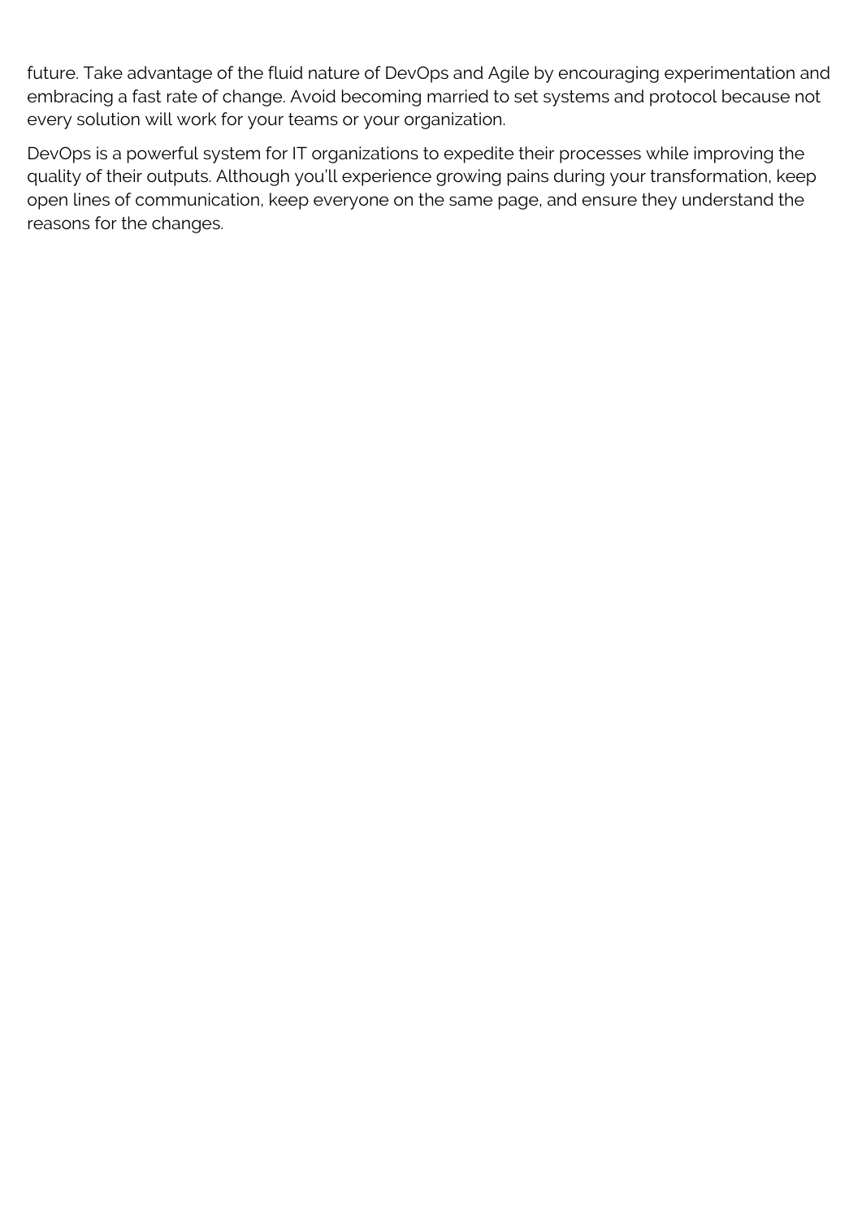future. Take advantage of the fluid nature of DevOps and Agile by encouraging experimentation and embracing a fast rate of change. Avoid becoming married to set systems and protocol because not every solution will work for your teams or your organization.

DevOps is a powerful system for IT organizations to expedite their processes while improving the quality of their outputs. Although you'll experience growing pains during your transformation, keep open lines of communication, keep everyone on the same page, and ensure they understand the reasons for the changes.